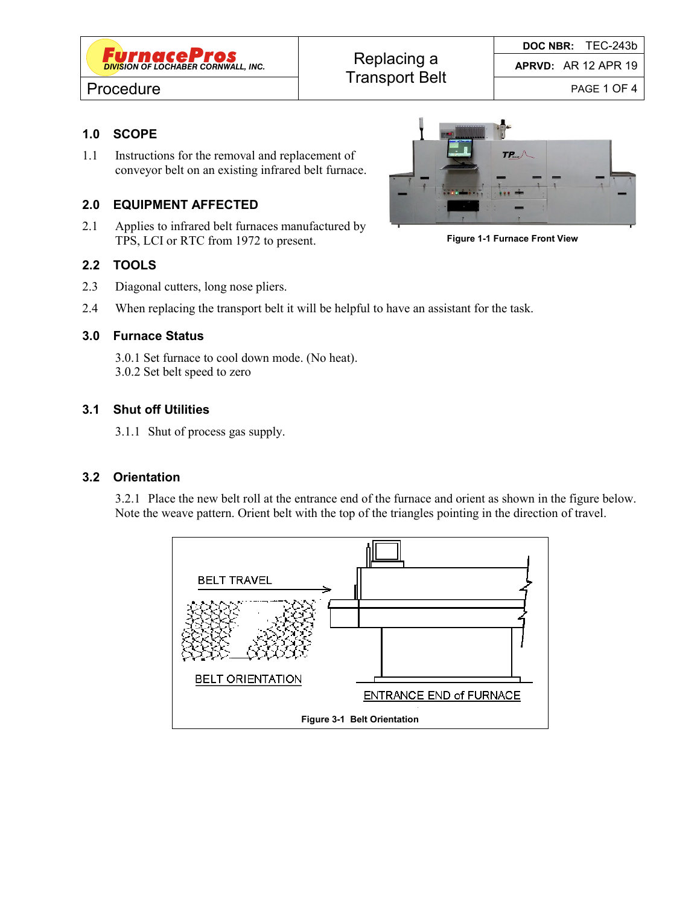## 1.0 SCOPE

1.1 Instructions for the removal and replacement of conveyor belt on an existing infrared belt furnace.

## 2.0 EQUIPMENT AFFECTED

2.1 Applies to infrared belt furnaces manufactured by TPS, LCI or RTC from 1972 to present.

**Figure 1-1 Furnace Front View**

## 2.2 TOOLS

2.3 Diagonal cutters, long nose pliers.

2.4 When replacing the transport belt it will be helpful to have an assistant for the task.

## 3.0 Furnace Status

3.0.1 Set furnace to cool down mode. (No heat).
3.0.2 Set belt speed to zero

## 3.1 Shut off Utilities

3.1.1 Shut of process gas supply.

## 3.2 Orientation

3.2.1 Place the new belt roll at the entrance end of the furnace and orient as shown in the figure below. Note the weave pattern. Orient belt with the top of the triangles pointing in the direction of travel.

BELT TRAVEL

BELT ORIENTATION

ENTRANCE END of FURNACE

**Figure 3-1 Belt Orientation**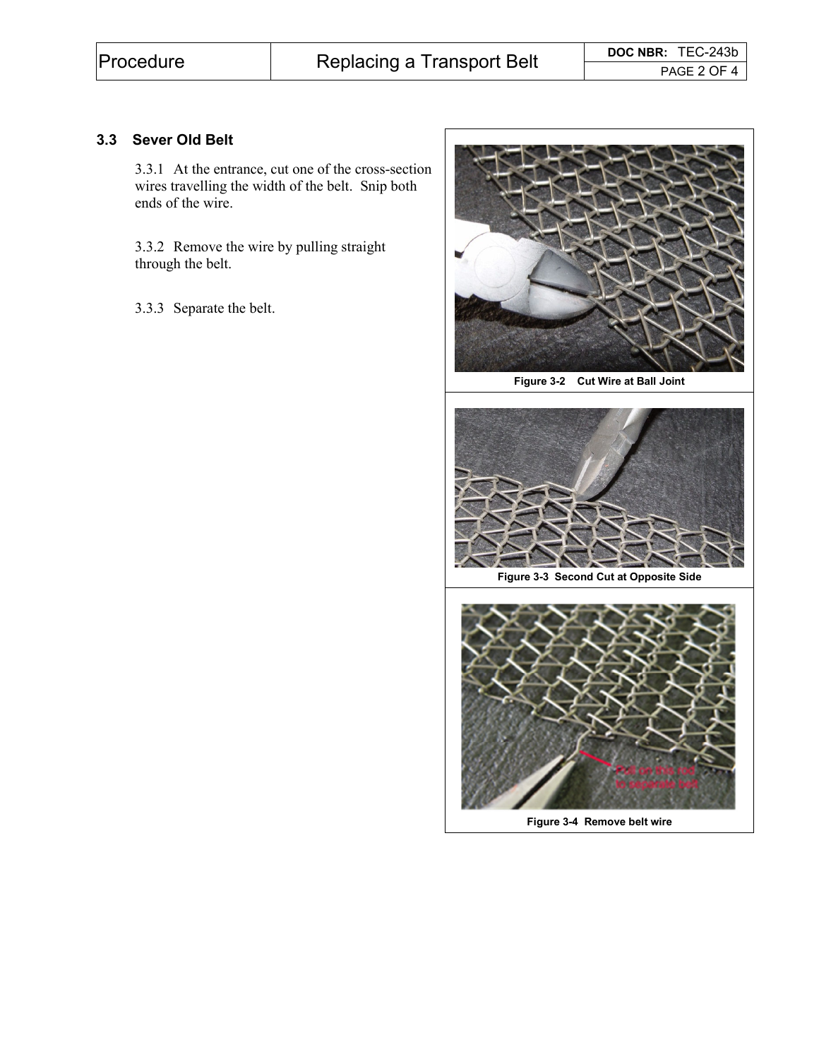### 3.3 Sever Old Belt

3.3.1 At the entrance, cut one of the cross-section wires travelling the width of the belt. Snip both ends of the wire.

3.3.2 Remove the wire by pulling straight through the belt.

3.3.3 Separate the belt.

Figure 3-2 Cut Wire at Ball Joint

Figure 3-3 Second Cut at Opposite Side

Figure 3-4 Remove belt wire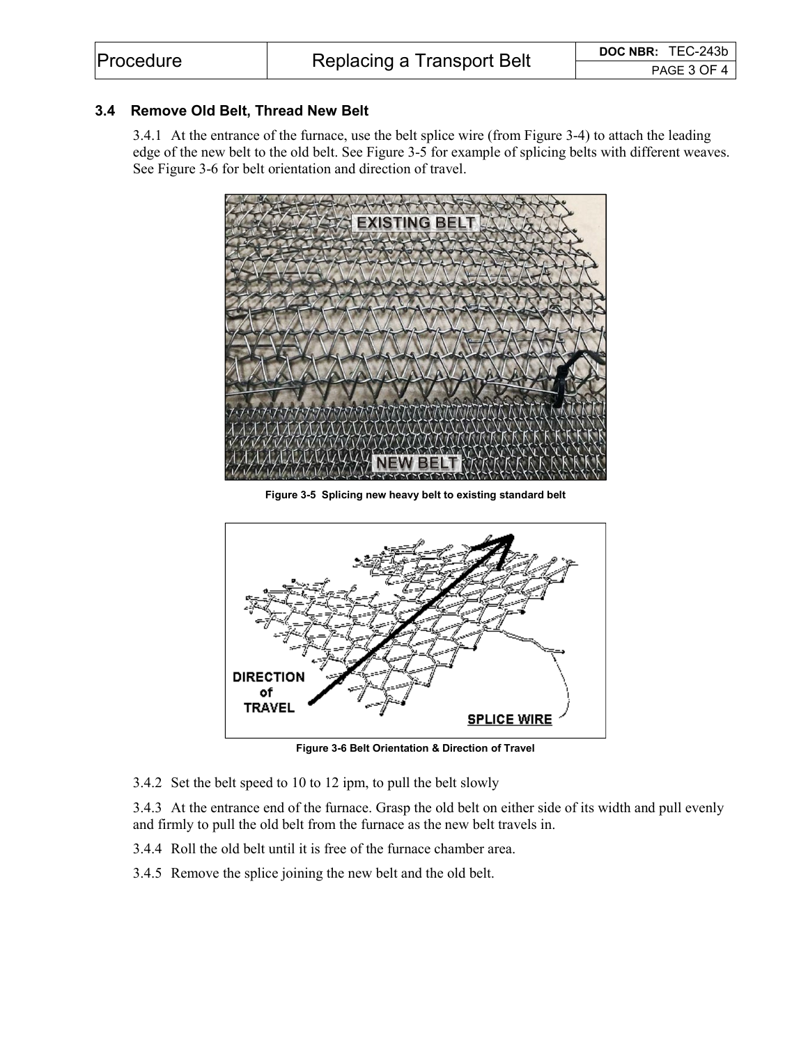## 3.4 Remove Old Belt, Thread New Belt

3.4.1 At the entrance of the furnace, use the belt splice wire (from Figure 3-4) to attach the leading edge of the new belt to the old belt. See Figure 3-5 for example of splicing belts with different weaves. See Figure 3-6 for belt orientation and direction of travel.

Figure 3-5 Splicing new heavy belt to existing standard belt

Figure 3-6 Belt Orientation & Direction of Travel

3.4.2 Set the belt speed to 10 to 12 ipm, to pull the belt slowly

3.4.3 At the entrance end of the furnace. Grasp the old belt on either side of its width and pull evenly and firmly to pull the old belt from the furnace as the new belt travels in.

3.4.4 Roll the old belt until it is free of the furnace chamber area.

3.4.5 Remove the splice joining the new belt and the old belt.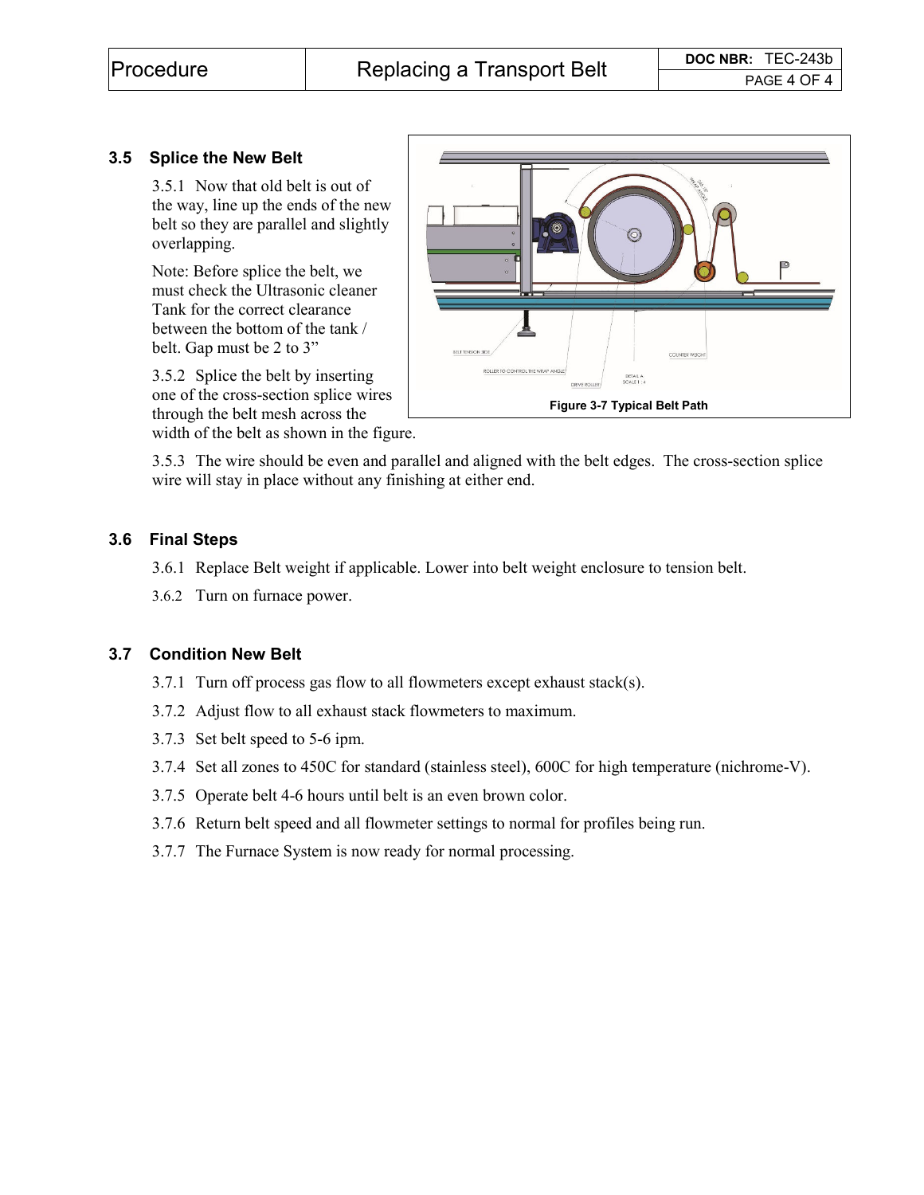## 3.5 Splice the New Belt

3.5.1 Now that old belt is out of the way, line up the ends of the new belt so they are parallel and slightly overlapping.

Note: Before splice the belt, we must check the Ultrasonic cleaner Tank for the correct clearance between the bottom of the tank / belt. Gap must be 2 to 3"

3.5.2 Splice the belt by inserting one of the cross-section splice wires through the belt mesh across the width of the belt as shown in the figure.

**Figure 3-7 Typical Belt Path**

3.5.3 The wire should be even and parallel and aligned with the belt edges. The cross-section splice wire will stay in place without any finishing at either end.

## 3.6 Final Steps

3.6.1 Replace Belt weight if applicable. Lower into belt weight enclosure to tension belt.

3.6.2 Turn on furnace power.

## 3.7 Condition New Belt

3.7.1 Turn off process gas flow to all flowmeters except exhaust stack(s).

3.7.2 Adjust flow to all exhaust stack flowmeters to maximum.

3.7.3 Set belt speed to 5-6 ipm.

3.7.4 Set all zones to 450C for standard (stainless steel), 600C for high temperature (nichrome-V).

3.7.5 Operate belt 4-6 hours until belt is an even brown color.

3.7.6 Return belt speed and all flowmeter settings to normal for profiles being run.

3.7.7 The Furnace System is now ready for normal processing.